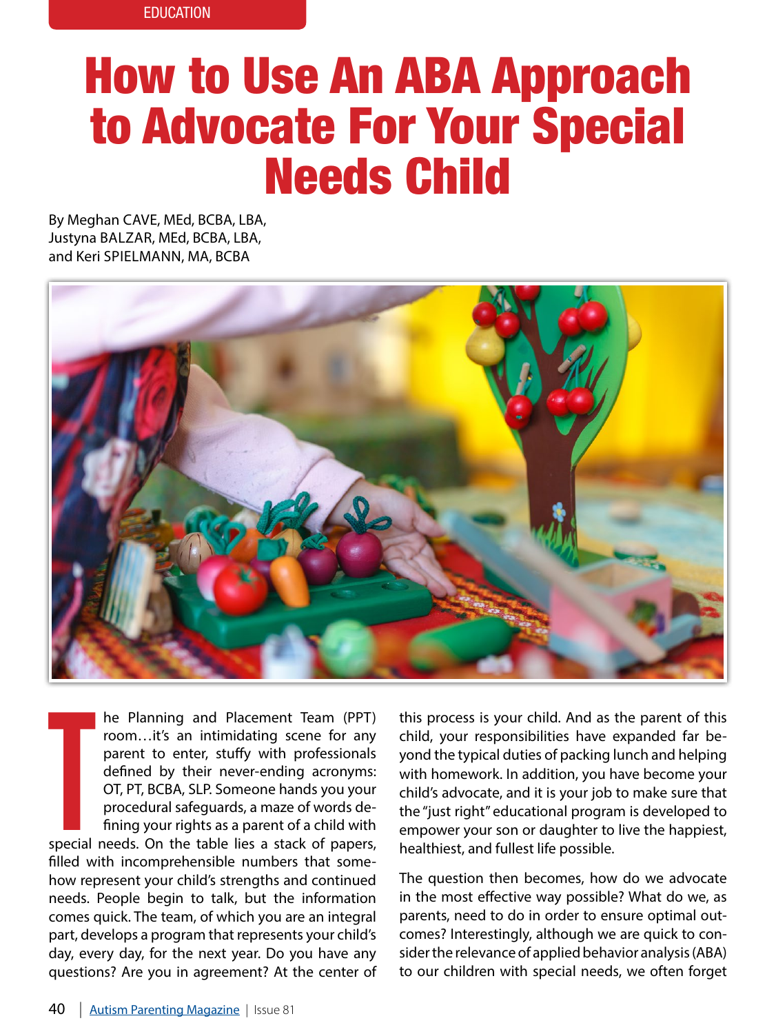EDUCATION

# How to Use An ABA Approach to Advocate For Your Special Needs Child

By Meghan CAVE, MEd, BCBA, LBA, Justyna BALZAR, MEd, BCBA, LBA, and Keri SPIELMANN, MA, BCBA

The Planning and Placement Team (PPT) room…it's an intimidating scene for any parent to enter, stuffy with professionals defined by their never-ending acronyms: OT, PT, BCBA, SLP. Someone hands you your procedural safeguards, a maze of words defining your rights as a parent of a child with special needs. On the table lies a stack of papers, filled with incomprehensible numbers that somehow represent your child's strengths and continued needs. People begin to talk, but the information comes quick. The team, of which you are an integral part, develops a program that represents your child's day, every day, for the next year. Do you have any questions? Are you in agreement? At the center of this process is your child. And as the parent of this child, your responsibilities have expanded far beyond the typical duties of packing lunch and helping with homework. In addition, you have become your child's advocate, and it is your job to make sure that the "just right" educational program is developed to empower your son or daughter to live the happiest, healthiest, and fullest life possible.

The question then becomes, how do we advocate in the most effective way possible? What do we, as parents, need to do in order to ensure optimal outcomes? Interestingly, although we are quick to consider the relevance of applied behavior analysis (ABA) to our children with special needs, we often forget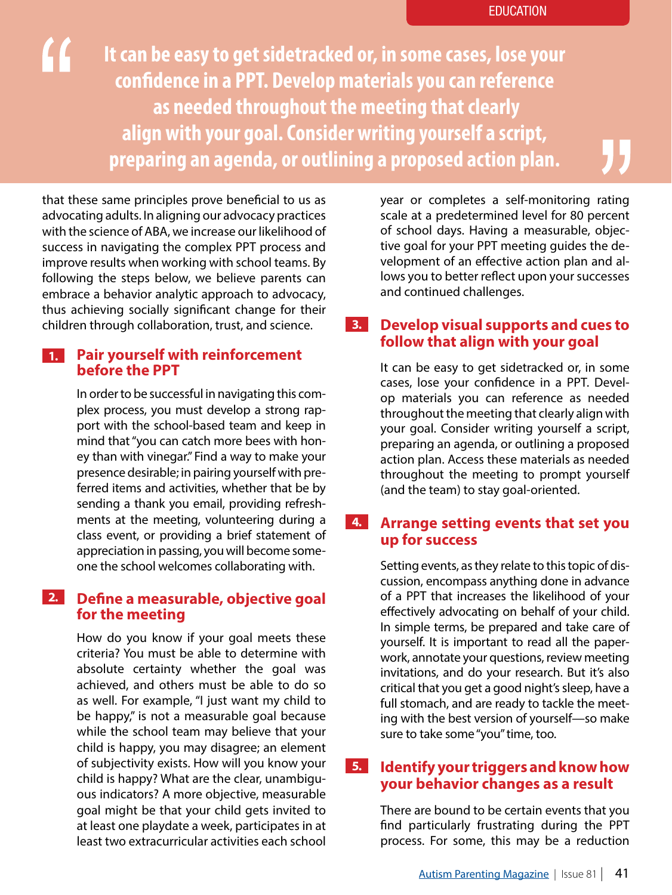> "It can be easy to get sidetracked or, in some cases, lose your confidence in a PPT. Develop materials you can reference as needed throughout the meeting that clearly align with your goal. Consider writing yourself a script, preparing an agenda, or outlining a proposed action plan."

that these same principles prove beneficial to us as advocating adults. In aligning our advocacy practices with the science of ABA, we increase our likelihood of success in navigating the complex PPT process and improve results when working with school teams. By following the steps below, we believe parents can embrace a behavior analytic approach to advocacy, thus achieving socially significant change for their children through collaboration, trust, and science.

## 1. Pair yourself with reinforcement before the PPT

In order to be successful in navigating this complex process, you must develop a strong rapport with the school-based team and keep in mind that "you can catch more bees with honey than with vinegar." Find a way to make your presence desirable; in pairing yourself with preferred items and activities, whether that be by sending a thank you email, providing refreshments at the meeting, volunteering during a class event, or providing a brief statement of appreciation in passing, you will become someone the school welcomes collaborating with.

## 2. Define a measurable, objective goal for the meeting

How do you know if your goal meets these criteria? You must be able to determine with absolute certainty whether the goal was achieved, and others must be able to do so as well. For example, "I just want my child to be happy," is not a measurable goal because while the school team may believe that your child is happy, you may disagree; an element of subjectivity exists. How will you know your child is happy? What are the clear, unambiguous indicators? A more objective, measurable goal might be that your child gets invited to at least one playdate a week, participates in at least two extracurricular activities each school year or completes a self-monitoring rating scale at a predetermined level for 80 percent of school days. Having a measurable, objective goal for your PPT meeting guides the development of an effective action plan and allows you to better reflect upon your successes and continued challenges.

## 3. Develop visual supports and cues to follow that align with your goal

It can be easy to get sidetracked or, in some cases, lose your confidence in a PPT. Develop materials you can reference as needed throughout the meeting that clearly align with your goal. Consider writing yourself a script, preparing an agenda, or outlining a proposed action plan. Access these materials as needed throughout the meeting to prompt yourself (and the team) to stay goal-oriented.

## 4. Arrange setting events that set you up for success

Setting events, as they relate to this topic of discussion, encompass anything done in advance of a PPT that increases the likelihood of your effectively advocating on behalf of your child. In simple terms, be prepared and take care of yourself. It is important to read all the paperwork, annotate your questions, review meeting invitations, and do your research. But it's also critical that you get a good night's sleep, have a full stomach, and are ready to tackle the meeting with the best version of yourself—so make sure to take some "you" time, too.

## 5. Identify your triggers and know how your behavior changes as a result

There are bound to be certain events that you find particularly frustrating during the PPT process. For some, this may be a reduction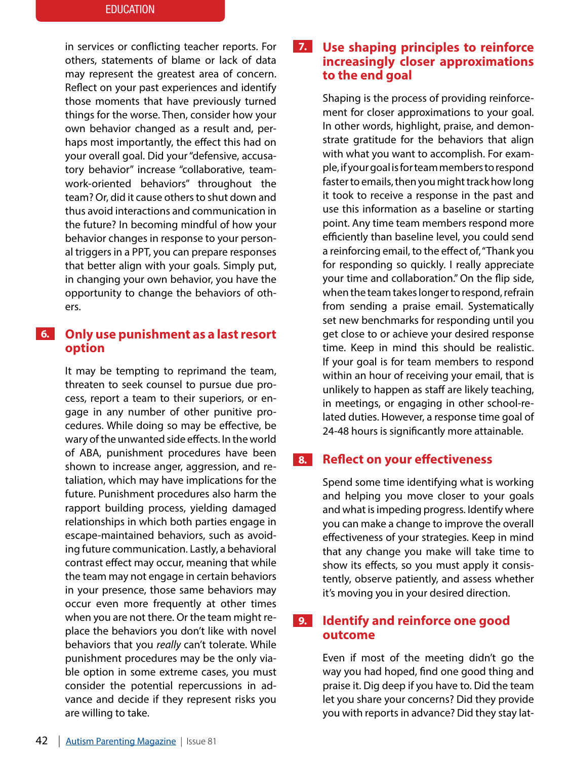in services or conflicting teacher reports. For others, statements of blame or lack of data may represent the greatest area of concern. Reflect on your past experiences and identify those moments that have previously turned things for the worse. Then, consider how your own behavior changed as a result and, perhaps most importantly, the effect this had on your overall goal. Did your "defensive, accusatory behavior" increase "collaborative, teamwork-oriented behaviors" throughout the team? Or, did it cause others to shut down and thus avoid interactions and communication in the future? In becoming mindful of how your behavior changes in response to your personal triggers in a PPT, you can prepare responses that better align with your goals. Simply put, in changing your own behavior, you have the opportunity to change the behaviors of others.

## 6. Only use punishment as a last resort option

It may be tempting to reprimand the team, threaten to seek counsel to pursue due process, report a team to their superiors, or engage in any number of other punitive procedures. While doing so may be effective, be wary of the unwanted side effects. In the world of ABA, punishment procedures have been shown to increase anger, aggression, and retaliation, which may have implications for the future. Punishment procedures also harm the rapport building process, yielding damaged relationships in which both parties engage in escape-maintained behaviors, such as avoiding future communication. Lastly, a behavioral contrast effect may occur, meaning that while the team may not engage in certain behaviors in your presence, those same behaviors may occur even more frequently at other times when you are not there. Or the team might replace the behaviors you don't like with novel behaviors that you *really* can't tolerate. While punishment procedures may be the only viable option in some extreme cases, you must consider the potential repercussions in advance and decide if they represent risks you are willing to take.

## 7. Use shaping principles to reinforce increasingly closer approximations to the end goal

Shaping is the process of providing reinforcement for closer approximations to your goal. In other words, highlight, praise, and demonstrate gratitude for the behaviors that align with what you want to accomplish. For example, if your goal is for team members to respond faster to emails, then you might track how long it took to receive a response in the past and use this information as a baseline or starting point. Any time team members respond more efficiently than baseline level, you could send a reinforcing email, to the effect of, "Thank you for responding so quickly. I really appreciate your time and collaboration." On the flip side, when the team takes longer to respond, refrain from sending a praise email. Systematically set new benchmarks for responding until you get close to or achieve your desired response time. Keep in mind this should be realistic. If your goal is for team members to respond within an hour of receiving your email, that is unlikely to happen as staff are likely teaching, in meetings, or engaging in other school-related duties. However, a response time goal of 24-48 hours is significantly more attainable.

## 8. Reflect on your effectiveness

Spend some time identifying what is working and helping you move closer to your goals and what is impeding progress. Identify where you can make a change to improve the overall effectiveness of your strategies. Keep in mind that any change you make will take time to show its effects, so you must apply it consistently, observe patiently, and assess whether it's moving you in your desired direction.

## 9. Identify and reinforce one good outcome

Even if most of the meeting didn't go the way you had hoped, find one good thing and praise it. Dig deep if you have to. Did the team let you share your concerns? Did they provide you with reports in advance? Did they stay lat-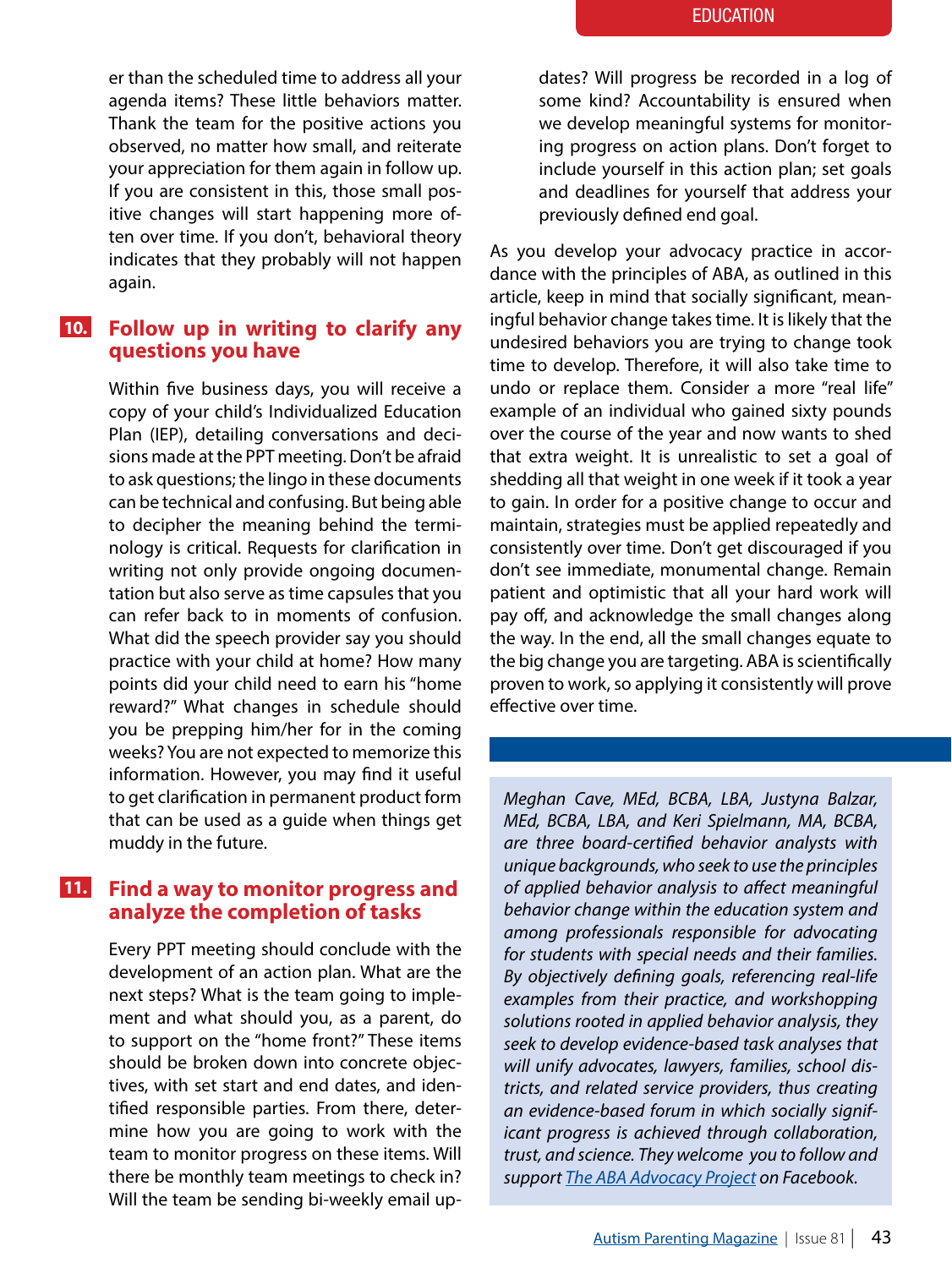er than the scheduled time to address all your agenda items? These little behaviors matter. Thank the team for the positive actions you observed, no matter how small, and reiterate your appreciation for them again in follow up. If you are consistent in this, those small positive changes will start happening more often over time. If you don't, behavioral theory indicates that they probably will not happen again.

## 10. Follow up in writing to clarify any questions you have

Within five business days, you will receive a copy of your child's Individualized Education Plan (IEP), detailing conversations and decisions made at the PPT meeting. Don't be afraid to ask questions; the lingo in these documents can be technical and confusing. But being able to decipher the meaning behind the terminology is critical. Requests for clarification in writing not only provide ongoing documentation but also serve as time capsules that you can refer back to in moments of confusion. What did the speech provider say you should practice with your child at home? How many points did your child need to earn his "home reward?" What changes in schedule should you be prepping him/her for in the coming weeks? You are not expected to memorize this information. However, you may find it useful to get clarification in permanent product form that can be used as a guide when things get muddy in the future.

## 11. Find a way to monitor progress and analyze the completion of tasks

Every PPT meeting should conclude with the development of an action plan. What are the next steps? What is the team going to implement and what should you, as a parent, do to support on the "home front?" These items should be broken down into concrete objectives, with set start and end dates, and identified responsible parties. From there, determine how you are going to work with the team to monitor progress on these items. Will there be monthly team meetings to check in? Will the team be sending bi-weekly email updates? Will progress be recorded in a log of some kind? Accountability is ensured when we develop meaningful systems for monitoring progress on action plans. Don't forget to include yourself in this action plan; set goals and deadlines for yourself that address your previously defined end goal.

As you develop your advocacy practice in accordance with the principles of ABA, as outlined in this article, keep in mind that socially significant, meaningful behavior change takes time. It is likely that the undesired behaviors you are trying to change took time to develop. Therefore, it will also take time to undo or replace them. Consider a more "real life" example of an individual who gained sixty pounds over the course of the year and now wants to shed that extra weight. It is unrealistic to set a goal of shedding all that weight in one week if it took a year to gain. In order for a positive change to occur and maintain, strategies must be applied repeatedly and consistently over time. Don't get discouraged if you don't see immediate, monumental change. Remain patient and optimistic that all your hard work will pay off, and acknowledge the small changes along the way. In the end, all the small changes equate to the big change you are targeting. ABA is scientifically proven to work, so applying it consistently will prove effective over time.

*Meghan Cave, MEd, BCBA, LBA, Justyna Balzar, MEd, BCBA, LBA, and Keri Spielmann, MA, BCBA, are three board-certified behavior analysts with unique backgrounds, who seek to use the principles of applied behavior analysis to affect meaningful behavior change within the education system and among professionals responsible for advocating for students with special needs and their families. By objectively defining goals, referencing real-life examples from their practice, and workshopping solutions rooted in applied behavior analysis, they seek to develop evidence-based task analyses that will unify advocates, lawyers, families, school districts, and related service providers, thus creating an evidence-based forum in which socially significant progress is achieved through collaboration, trust, and science. They welcome you to follow and support The ABA Advocacy Project on Facebook.*